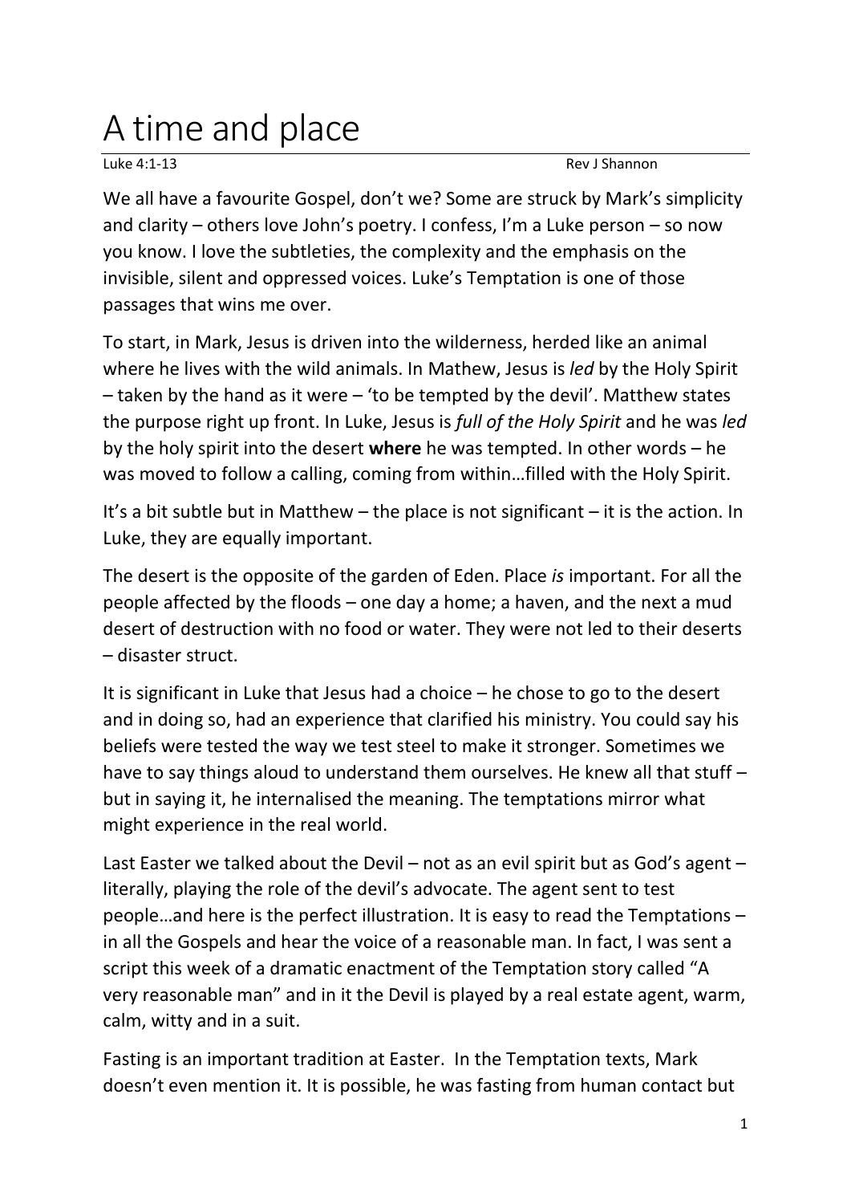# A time and place

Luke 4:1-13 Rev J Shannon

We all have a favourite Gospel, don't we? Some are struck by Mark's simplicity and clarity – others love John's poetry. I confess, I'm a Luke person – so now you know. I love the subtleties, the complexity and the emphasis on the invisible, silent and oppressed voices. Luke's Temptation is one of those passages that wins me over.

To start, in Mark, Jesus is driven into the wilderness, herded like an animal where he lives with the wild animals. In Mathew, Jesus is *led* by the Holy Spirit – taken by the hand as it were – 'to be tempted by the devil'. Matthew states the purpose right up front. In Luke, Jesus is *full of the Holy Spirit* and he was *led* by the holy spirit into the desert **where** he was tempted. In other words – he was moved to follow a calling, coming from within…filled with the Holy Spirit.

It's a bit subtle but in Matthew – the place is not significant – it is the action. In Luke, they are equally important.

The desert is the opposite of the garden of Eden. Place *is* important. For all the people affected by the floods – one day a home; a haven, and the next a mud desert of destruction with no food or water. They were not led to their deserts – disaster struct.

It is significant in Luke that Jesus had a choice – he chose to go to the desert and in doing so, had an experience that clarified his ministry. You could say his beliefs were tested the way we test steel to make it stronger. Sometimes we have to say things aloud to understand them ourselves. He knew all that stuff – but in saying it, he internalised the meaning. The temptations mirror what might experience in the real world.

Last Easter we talked about the Devil – not as an evil spirit but as God's agent – literally, playing the role of the devil's advocate. The agent sent to test people…and here is the perfect illustration. It is easy to read the Temptations – in all the Gospels and hear the voice of a reasonable man. In fact, I was sent a script this week of a dramatic enactment of the Temptation story called "A very reasonable man" and in it the Devil is played by a real estate agent, warm, calm, witty and in a suit.

Fasting is an important tradition at Easter. In the Temptation texts, Mark doesn't even mention it. It is possible, he was fasting from human contact but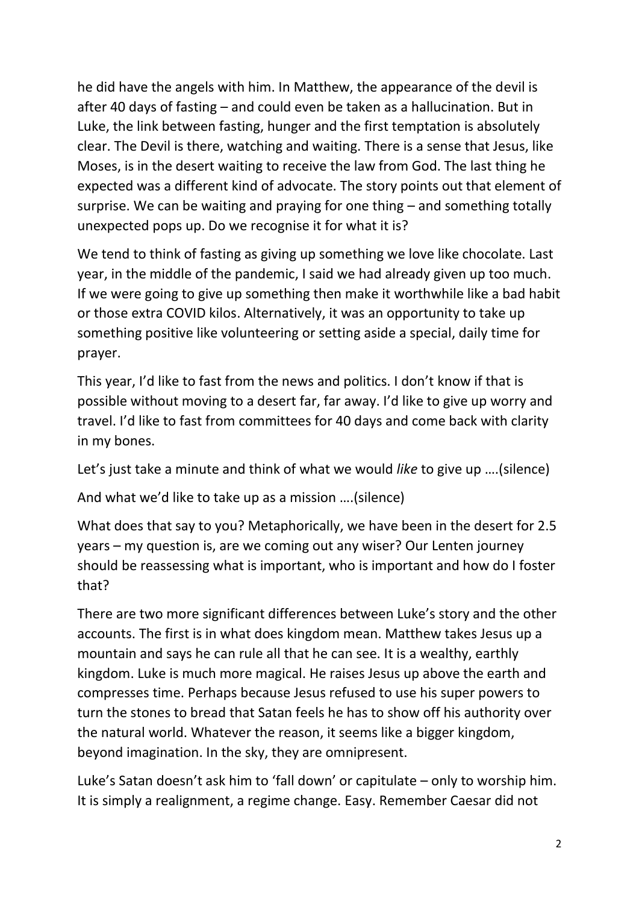he did have the angels with him. In Matthew, the appearance of the devil is after 40 days of fasting – and could even be taken as a hallucination. But in Luke, the link between fasting, hunger and the first temptation is absolutely clear. The Devil is there, watching and waiting. There is a sense that Jesus, like Moses, is in the desert waiting to receive the law from God. The last thing he expected was a different kind of advocate. The story points out that element of surprise. We can be waiting and praying for one thing – and something totally unexpected pops up. Do we recognise it for what it is?

We tend to think of fasting as giving up something we love like chocolate. Last year, in the middle of the pandemic, I said we had already given up too much. If we were going to give up something then make it worthwhile like a bad habit or those extra COVID kilos. Alternatively, it was an opportunity to take up something positive like volunteering or setting aside a special, daily time for prayer.

This year, I'd like to fast from the news and politics. I don't know if that is possible without moving to a desert far, far away. I'd like to give up worry and travel. I'd like to fast from committees for 40 days and come back with clarity in my bones.

Let's just take a minute and think of what we would *like* to give up ….(silence)

And what we'd like to take up as a mission ….(silence)

What does that say to you? Metaphorically, we have been in the desert for 2.5 years – my question is, are we coming out any wiser? Our Lenten journey should be reassessing what is important, who is important and how do I foster that?

There are two more significant differences between Luke's story and the other accounts. The first is in what does kingdom mean. Matthew takes Jesus up a mountain and says he can rule all that he can see. It is a wealthy, earthly kingdom. Luke is much more magical. He raises Jesus up above the earth and compresses time. Perhaps because Jesus refused to use his super powers to turn the stones to bread that Satan feels he has to show off his authority over the natural world. Whatever the reason, it seems like a bigger kingdom, beyond imagination. In the sky, they are omnipresent.

Luke's Satan doesn't ask him to 'fall down' or capitulate – only to worship him. It is simply a realignment, a regime change. Easy. Remember Caesar did not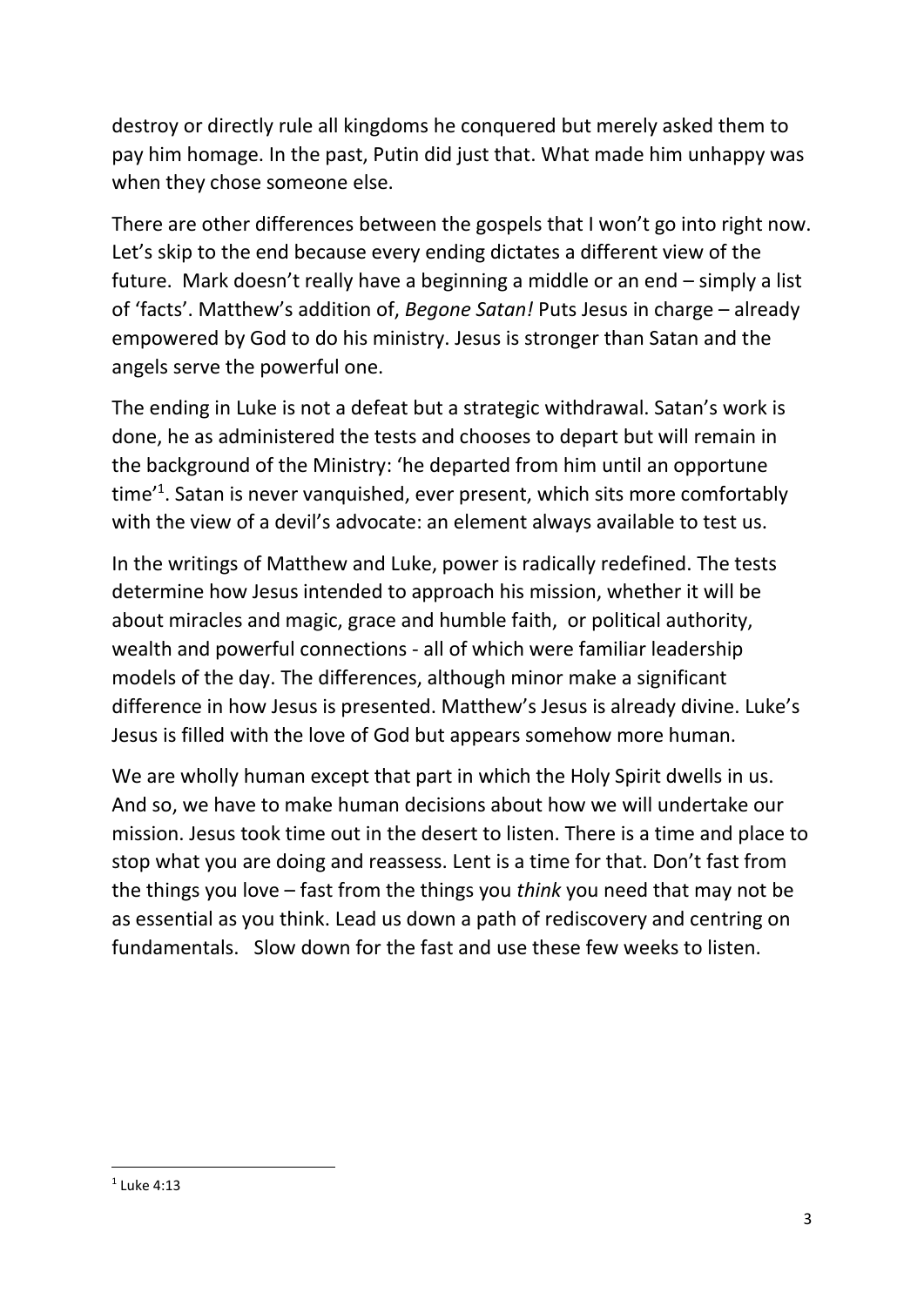destroy or directly rule all kingdoms he conquered but merely asked them to pay him homage. In the past, Putin did just that. What made him unhappy was when they chose someone else.

There are other differences between the gospels that I won't go into right now. Let's skip to the end because every ending dictates a different view of the future. Mark doesn't really have a beginning a middle or an end – simply a list of 'facts'. Matthew's addition of, *Begone Satan!* Puts Jesus in charge – already empowered by God to do his ministry. Jesus is stronger than Satan and the angels serve the powerful one.

The ending in Luke is not a defeat but a strategic withdrawal. Satan's work is done, he as administered the tests and chooses to depart but will remain in the background of the Ministry: 'he departed from him until an opportune time'[1]. Satan is never vanquished, ever present, which sits more comfortably with the view of a devil's advocate: an element always available to test us.

In the writings of Matthew and Luke, power is radically redefined. The tests determine how Jesus intended to approach his mission, whether it will be about miracles and magic, grace and humble faith, or political authority, wealth and powerful connections - all of which were familiar leadership models of the day. The differences, although minor make a significant difference in how Jesus is presented. Matthew's Jesus is already divine. Luke's Jesus is filled with the love of God but appears somehow more human.

We are wholly human except that part in which the Holy Spirit dwells in us. And so, we have to make human decisions about how we will undertake our mission. Jesus took time out in the desert to listen. There is a time and place to stop what you are doing and reassess. Lent is a time for that. Don't fast from the things you love – fast from the things you *think* you need that may not be as essential as you think. Lead us down a path of rediscovery and centring on fundamentals. Slow down for the fast and use these few weeks to listen.

[1] Luke 4:13